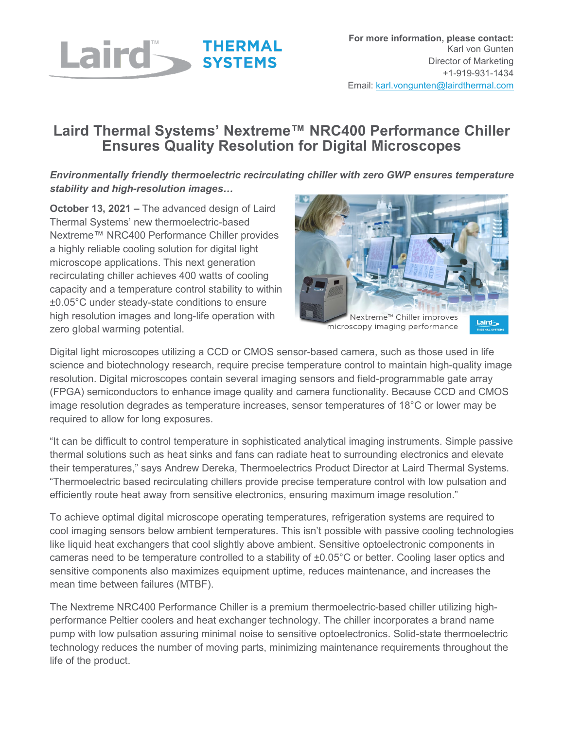Laird THERMAL SYSTEMS

**For more information, please contact:**
Karl von Gunten
Director of Marketing
+1-919-931-1434
Email: karl.vongunten@lairdthermal.com

# Laird Thermal Systems' Nextreme™ NRC400 Performance Chiller Ensures Quality Resolution for Digital Microscopes

***Environmentally friendly thermoelectric recirculating chiller with zero GWP ensures temperature stability and high-resolution images…***

**October 13, 2021 –** The advanced design of Laird Thermal Systems' new thermoelectric-based Nextreme™ NRC400 Performance Chiller provides a highly reliable cooling solution for digital light microscope applications. This next generation recirculating chiller achieves 400 watts of cooling capacity and a temperature control stability to within ±0.05°C under steady-state conditions to ensure high resolution images and long-life operation with zero global warming potential.

Nextreme™ Chiller improves microscopy imaging performance

Digital light microscopes utilizing a CCD or CMOS sensor-based camera, such as those used in life science and biotechnology research, require precise temperature control to maintain high-quality image resolution. Digital microscopes contain several imaging sensors and field-programmable gate array (FPGA) semiconductors to enhance image quality and camera functionality. Because CCD and CMOS image resolution degrades as temperature increases, sensor temperatures of 18°C or lower may be required to allow for long exposures.

"It can be difficult to control temperature in sophisticated analytical imaging instruments. Simple passive thermal solutions such as heat sinks and fans can radiate heat to surrounding electronics and elevate their temperatures," says Andrew Dereka, Thermoelectrics Product Director at Laird Thermal Systems. "Thermoelectric based recirculating chillers provide precise temperature control with low pulsation and efficiently route heat away from sensitive electronics, ensuring maximum image resolution."

To achieve optimal digital microscope operating temperatures, refrigeration systems are required to cool imaging sensors below ambient temperatures. This isn't possible with passive cooling technologies like liquid heat exchangers that cool slightly above ambient. Sensitive optoelectronic components in cameras need to be temperature controlled to a stability of ±0.05°C or better. Cooling laser optics and sensitive components also maximizes equipment uptime, reduces maintenance, and increases the mean time between failures (MTBF).

The Nextreme NRC400 Performance Chiller is a premium thermoelectric-based chiller utilizing high-performance Peltier coolers and heat exchanger technology. The chiller incorporates a brand name pump with low pulsation assuring minimal noise to sensitive optoelectronics. Solid-state thermoelectric technology reduces the number of moving parts, minimizing maintenance requirements throughout the life of the product.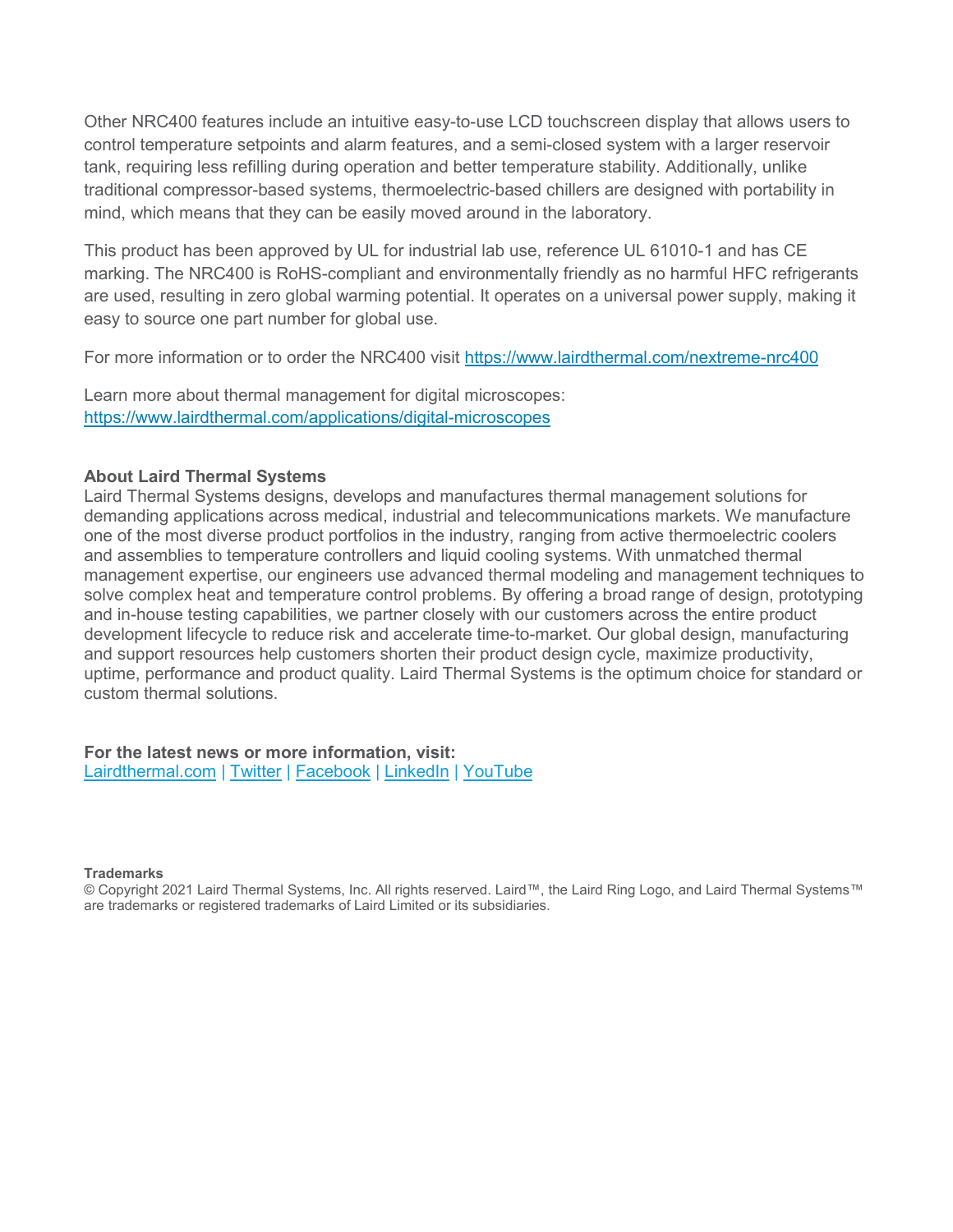Other NRC400 features include an intuitive easy-to-use LCD touchscreen display that allows users to control temperature setpoints and alarm features, and a semi-closed system with a larger reservoir tank, requiring less refilling during operation and better temperature stability. Additionally, unlike traditional compressor-based systems, thermoelectric-based chillers are designed with portability in mind, which means that they can be easily moved around in the laboratory.

This product has been approved by UL for industrial lab use, reference UL 61010-1 and has CE marking. The NRC400 is RoHS-compliant and environmentally friendly as no harmful HFC refrigerants are used, resulting in zero global warming potential. It operates on a universal power supply, making it easy to source one part number for global use.

For more information or to order the NRC400 visit https://www.lairdthermal.com/nextreme-nrc400

Learn more about thermal management for digital microscopes:
https://www.lairdthermal.com/applications/digital-microscopes

**About Laird Thermal Systems**
Laird Thermal Systems designs, develops and manufactures thermal management solutions for demanding applications across medical, industrial and telecommunications markets. We manufacture one of the most diverse product portfolios in the industry, ranging from active thermoelectric coolers and assemblies to temperature controllers and liquid cooling systems. With unmatched thermal management expertise, our engineers use advanced thermal modeling and management techniques to solve complex heat and temperature control problems. By offering a broad range of design, prototyping and in-house testing capabilities, we partner closely with our customers across the entire product development lifecycle to reduce risk and accelerate time-to-market. Our global design, manufacturing and support resources help customers shorten their product design cycle, maximize productivity, uptime, performance and product quality. Laird Thermal Systems is the optimum choice for standard or custom thermal solutions.

**For the latest news or more information, visit:**
Lairdthermal.com | Twitter | Facebook | LinkedIn | YouTube

**Trademarks**
© Copyright 2021 Laird Thermal Systems, Inc. All rights reserved. Laird™, the Laird Ring Logo, and Laird Thermal Systems™ are trademarks or registered trademarks of Laird Limited or its subsidiaries.